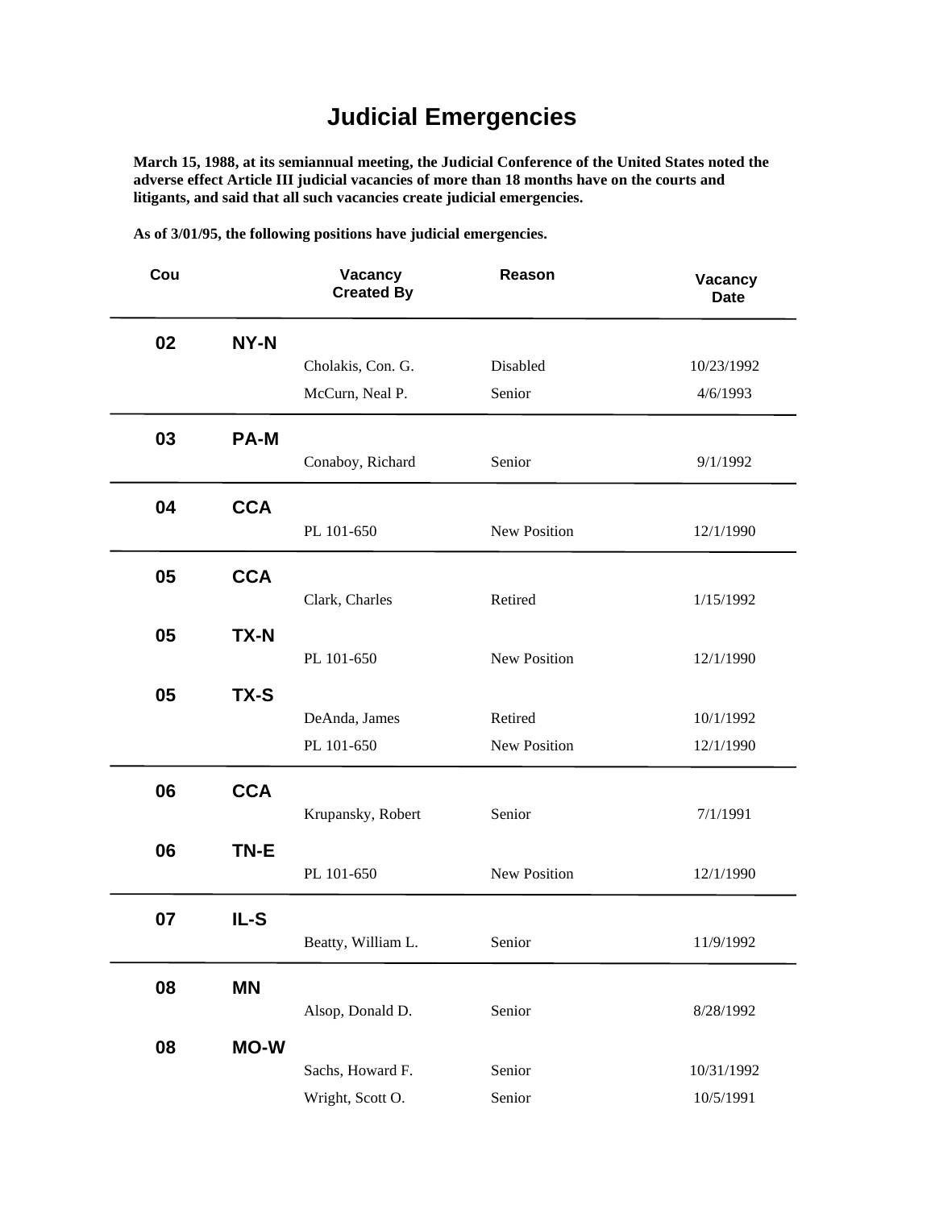# Judicial Emergencies

**March 15, 1988, at its semiannual meeting, the Judicial Conference of the United States noted the adverse effect Article III judicial vacancies of more than 18 months have on the courts and litigants, and said that all such vacancies create judicial emergencies.**

**As of 3/01/95, the following positions have judicial emergencies.**

| Cou | | Vacancy Created By | Reason | Vacancy Date |
|---|---|---|---|---|
| **02** | **NY-N** | | | |
| | | Cholakis, Con. G. | Disabled | 10/23/1992 |
| | | McCurn, Neal P. | Senior | 4/6/1993 |
| **03** | **PA-M** | | | |
| | | Conaboy, Richard | Senior | 9/1/1992 |
| **04** | **CCA** | | | |
| | | PL 101-650 | New Position | 12/1/1990 |
| **05** | **CCA** | | | |
| | | Clark, Charles | Retired | 1/15/1992 |
| **05** | **TX-N** | | | |
| | | PL 101-650 | New Position | 12/1/1990 |
| **05** | **TX-S** | | | |
| | | DeAnda, James | Retired | 10/1/1992 |
| | | PL 101-650 | New Position | 12/1/1990 |
| **06** | **CCA** | | | |
| | | Krupansky, Robert | Senior | 7/1/1991 |
| **06** | **TN-E** | | | |
| | | PL 101-650 | New Position | 12/1/1990 |
| **07** | **IL-S** | | | |
| | | Beatty, William L. | Senior | 11/9/1992 |
| **08** | **MN** | | | |
| | | Alsop, Donald D. | Senior | 8/28/1992 |
| **08** | **MO-W** | | | |
| | | Sachs, Howard F. | Senior | 10/31/1992 |
| | | Wright, Scott O. | Senior | 10/5/1991 |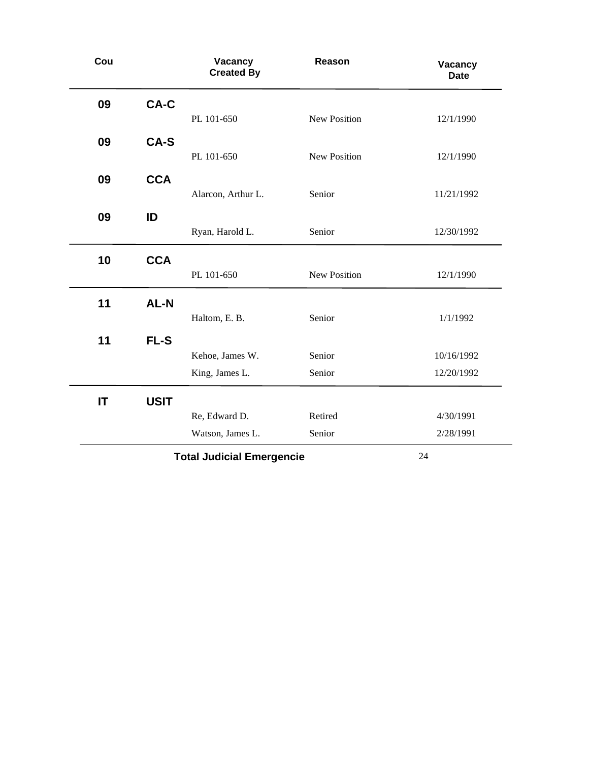| Cou | | Vacancy Created By | Reason | Vacancy Date |
|---|---|---|---|---|
| 09 | CA-C | | | |
| | | PL 101-650 | New Position | 12/1/1990 |
| 09 | CA-S | | | |
| | | PL 101-650 | New Position | 12/1/1990 |
| 09 | CCA | | | |
| | | Alarcon, Arthur L. | Senior | 11/21/1992 |
| 09 | ID | | | |
| | | Ryan, Harold L. | Senior | 12/30/1992 |
| 10 | CCA | | | |
| | | PL 101-650 | New Position | 12/1/1990 |
| 11 | AL-N | | | |
| | | Haltom, E. B. | Senior | 1/1/1992 |
| 11 | FL-S | | | |
| | | Kehoe, James W. | Senior | 10/16/1992 |
| | | King, James L. | Senior | 12/20/1992 |
| IT | USIT | | | |
| | | Re, Edward D. | Retired | 4/30/1991 |
| | | Watson, James L. | Senior | 2/28/1991 |

**Total Judicial Emergencie** 24